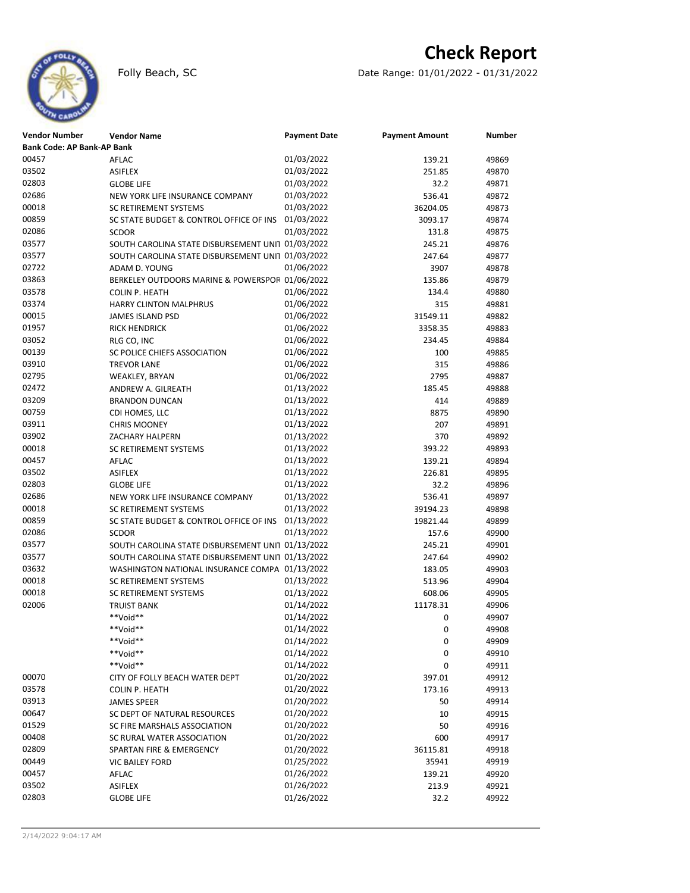# Check Report

Folly Beach, SC

Date Range: 01/01/2022 - 01/31/2022

| Vendor Number | Vendor Name | Payment Date | Payment Amount | Number |
|---|---|---|---|---|
| **Bank Code: AP Bank-AP Bank** | | | | |
| 00457 | AFLAC | 01/03/2022 | 139.21 | 49869 |
| 03502 | ASIFLEX | 01/03/2022 | 251.85 | 49870 |
| 02803 | GLOBE LIFE | 01/03/2022 | 32.2 | 49871 |
| 02686 | NEW YORK LIFE INSURANCE COMPANY | 01/03/2022 | 536.41 | 49872 |
| 00018 | SC RETIREMENT SYSTEMS | 01/03/2022 | 36204.05 | 49873 |
| 00859 | SC STATE BUDGET & CONTROL OFFICE OF INS | 01/03/2022 | 3093.17 | 49874 |
| 02086 | SCDOR | 01/03/2022 | 131.8 | 49875 |
| 03577 | SOUTH CAROLINA STATE DISBURSEMENT UNIT | 01/03/2022 | 245.21 | 49876 |
| 03577 | SOUTH CAROLINA STATE DISBURSEMENT UNIT | 01/03/2022 | 247.64 | 49877 |
| 02722 | ADAM D. YOUNG | 01/06/2022 | 3907 | 49878 |
| 03863 | BERKELEY OUTDOORS MARINE & POWERSPOR | 01/06/2022 | 135.86 | 49879 |
| 03578 | COLIN P. HEATH | 01/06/2022 | 134.4 | 49880 |
| 03374 | HARRY CLINTON MALPHRUS | 01/06/2022 | 315 | 49881 |
| 00015 | JAMES ISLAND PSD | 01/06/2022 | 31549.11 | 49882 |
| 01957 | RICK HENDRICK | 01/06/2022 | 3358.35 | 49883 |
| 03052 | RLG CO, INC | 01/06/2022 | 234.45 | 49884 |
| 00139 | SC POLICE CHIEFS ASSOCIATION | 01/06/2022 | 100 | 49885 |
| 03910 | TREVOR LANE | 01/06/2022 | 315 | 49886 |
| 02795 | WEAKLEY, BRYAN | 01/06/2022 | 2795 | 49887 |
| 02472 | ANDREW A. GILREATH | 01/13/2022 | 185.45 | 49888 |
| 03209 | BRANDON DUNCAN | 01/13/2022 | 414 | 49889 |
| 00759 | CDI HOMES, LLC | 01/13/2022 | 8875 | 49890 |
| 03911 | CHRIS MOONEY | 01/13/2022 | 207 | 49891 |
| 03902 | ZACHARY HALPERN | 01/13/2022 | 370 | 49892 |
| 00018 | SC RETIREMENT SYSTEMS | 01/13/2022 | 393.22 | 49893 |
| 00457 | AFLAC | 01/13/2022 | 139.21 | 49894 |
| 03502 | ASIFLEX | 01/13/2022 | 226.81 | 49895 |
| 02803 | GLOBE LIFE | 01/13/2022 | 32.2 | 49896 |
| 02686 | NEW YORK LIFE INSURANCE COMPANY | 01/13/2022 | 536.41 | 49897 |
| 00018 | SC RETIREMENT SYSTEMS | 01/13/2022 | 39194.23 | 49898 |
| 00859 | SC STATE BUDGET & CONTROL OFFICE OF INS | 01/13/2022 | 19821.44 | 49899 |
| 02086 | SCDOR | 01/13/2022 | 157.6 | 49900 |
| 03577 | SOUTH CAROLINA STATE DISBURSEMENT UNIT | 01/13/2022 | 245.21 | 49901 |
| 03577 | SOUTH CAROLINA STATE DISBURSEMENT UNIT | 01/13/2022 | 247.64 | 49902 |
| 03632 | WASHINGTON NATIONAL INSURANCE COMPA | 01/13/2022 | 183.05 | 49903 |
| 00018 | SC RETIREMENT SYSTEMS | 01/13/2022 | 513.96 | 49904 |
| 00018 | SC RETIREMENT SYSTEMS | 01/13/2022 | 608.06 | 49905 |
| 02006 | TRUIST BANK | 01/14/2022 | 11178.31 | 49906 |
| | **Void** | 01/14/2022 | 0 | 49907 |
| | **Void** | 01/14/2022 | 0 | 49908 |
| | **Void** | 01/14/2022 | 0 | 49909 |
| | **Void** | 01/14/2022 | 0 | 49910 |
| | **Void** | 01/14/2022 | 0 | 49911 |
| 00070 | CITY OF FOLLY BEACH WATER DEPT | 01/20/2022 | 397.01 | 49912 |
| 03578 | COLIN P. HEATH | 01/20/2022 | 173.16 | 49913 |
| 03913 | JAMES SPEER | 01/20/2022 | 50 | 49914 |
| 00647 | SC DEPT OF NATURAL RESOURCES | 01/20/2022 | 10 | 49915 |
| 01529 | SC FIRE MARSHALS ASSOCIATION | 01/20/2022 | 50 | 49916 |
| 00408 | SC RURAL WATER ASSOCIATION | 01/20/2022 | 600 | 49917 |
| 02809 | SPARTAN FIRE & EMERGENCY | 01/20/2022 | 36115.81 | 49918 |
| 00449 | VIC BAILEY FORD | 01/25/2022 | 35941 | 49919 |
| 00457 | AFLAC | 01/26/2022 | 139.21 | 49920 |
| 03502 | ASIFLEX | 01/26/2022 | 213.9 | 49921 |
| 02803 | GLOBE LIFE | 01/26/2022 | 32.2 | 49922 |

2/14/2022 9:04:17 AM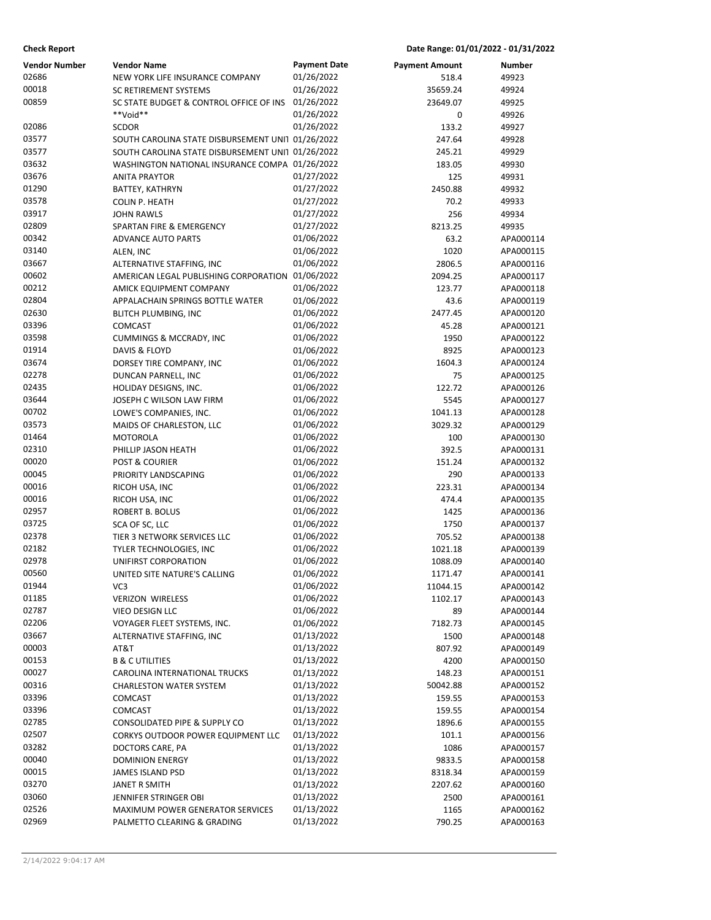**Check Report** Date Range: 01/01/2022 - 01/31/2022

| Vendor Number | Vendor Name | Payment Date | Payment Amount | Number |
|---|---|---|---|---|
| 02686 | NEW YORK LIFE INSURANCE COMPANY | 01/26/2022 | 518.4 | 49923 |
| 00018 | SC RETIREMENT SYSTEMS | 01/26/2022 | 35659.24 | 49924 |
| 00859 | SC STATE BUDGET & CONTROL OFFICE OF INS | 01/26/2022 | 23649.07 | 49925 |
| | **Void** | 01/26/2022 | 0 | 49926 |
| 02086 | SCDOR | 01/26/2022 | 133.2 | 49927 |
| 03577 | SOUTH CAROLINA STATE DISBURSEMENT UNIT | 01/26/2022 | 247.64 | 49928 |
| 03577 | SOUTH CAROLINA STATE DISBURSEMENT UNIT | 01/26/2022 | 245.21 | 49929 |
| 03632 | WASHINGTON NATIONAL INSURANCE COMPA | 01/26/2022 | 183.05 | 49930 |
| 03676 | ANITA PRAYTOR | 01/27/2022 | 125 | 49931 |
| 01290 | BATTEY, KATHRYN | 01/27/2022 | 2450.88 | 49932 |
| 03578 | COLIN P. HEATH | 01/27/2022 | 70.2 | 49933 |
| 03917 | JOHN RAWLS | 01/27/2022 | 256 | 49934 |
| 02809 | SPARTAN FIRE & EMERGENCY | 01/27/2022 | 8213.25 | 49935 |
| 00342 | ADVANCE AUTO PARTS | 01/06/2022 | 63.2 | APA000114 |
| 03140 | ALEN, INC | 01/06/2022 | 1020 | APA000115 |
| 03667 | ALTERNATIVE STAFFING, INC | 01/06/2022 | 2806.5 | APA000116 |
| 00602 | AMERICAN LEGAL PUBLISHING CORPORATION | 01/06/2022 | 2094.25 | APA000117 |
| 00212 | AMICK EQUIPMENT COMPANY | 01/06/2022 | 123.77 | APA000118 |
| 02804 | APPALACHAIN SPRINGS BOTTLE WATER | 01/06/2022 | 43.6 | APA000119 |
| 02630 | BLITCH PLUMBING, INC | 01/06/2022 | 2477.45 | APA000120 |
| 03396 | COMCAST | 01/06/2022 | 45.28 | APA000121 |
| 03598 | CUMMINGS & MCCRADY, INC | 01/06/2022 | 1950 | APA000122 |
| 01914 | DAVIS & FLOYD | 01/06/2022 | 8925 | APA000123 |
| 03674 | DORSEY TIRE COMPANY, INC | 01/06/2022 | 1604.3 | APA000124 |
| 02278 | DUNCAN PARNELL, INC | 01/06/2022 | 75 | APA000125 |
| 02435 | HOLIDAY DESIGNS, INC. | 01/06/2022 | 122.72 | APA000126 |
| 03644 | JOSEPH C WILSON LAW FIRM | 01/06/2022 | 5545 | APA000127 |
| 00702 | LOWE'S COMPANIES, INC. | 01/06/2022 | 1041.13 | APA000128 |
| 03573 | MAIDS OF CHARLESTON, LLC | 01/06/2022 | 3029.32 | APA000129 |
| 01464 | MOTOROLA | 01/06/2022 | 100 | APA000130 |
| 02310 | PHILLIP JASON HEATH | 01/06/2022 | 392.5 | APA000131 |
| 00020 | POST & COURIER | 01/06/2022 | 151.24 | APA000132 |
| 00045 | PRIORITY LANDSCAPING | 01/06/2022 | 290 | APA000133 |
| 00016 | RICOH USA, INC | 01/06/2022 | 223.31 | APA000134 |
| 00016 | RICOH USA, INC | 01/06/2022 | 474.4 | APA000135 |
| 02957 | ROBERT B. BOLUS | 01/06/2022 | 1425 | APA000136 |
| 03725 | SCA OF SC, LLC | 01/06/2022 | 1750 | APA000137 |
| 02378 | TIER 3 NETWORK SERVICES LLC | 01/06/2022 | 705.52 | APA000138 |
| 02182 | TYLER TECHNOLOGIES, INC | 01/06/2022 | 1021.18 | APA000139 |
| 02978 | UNIFIRST CORPORATION | 01/06/2022 | 1088.09 | APA000140 |
| 00560 | UNITED SITE NATURE'S CALLING | 01/06/2022 | 1171.47 | APA000141 |
| 01944 | VC3 | 01/06/2022 | 11044.15 | APA000142 |
| 01185 | VERIZON WIRELESS | 01/06/2022 | 1102.17 | APA000143 |
| 02787 | VIEO DESIGN LLC | 01/06/2022 | 89 | APA000144 |
| 02206 | VOYAGER FLEET SYSTEMS, INC. | 01/06/2022 | 7182.73 | APA000145 |
| 03667 | ALTERNATIVE STAFFING, INC | 01/13/2022 | 1500 | APA000148 |
| 00003 | AT&T | 01/13/2022 | 807.92 | APA000149 |
| 00153 | B & C UTILITIES | 01/13/2022 | 4200 | APA000150 |
| 00027 | CAROLINA INTERNATIONAL TRUCKS | 01/13/2022 | 148.23 | APA000151 |
| 00316 | CHARLESTON WATER SYSTEM | 01/13/2022 | 50042.88 | APA000152 |
| 03396 | COMCAST | 01/13/2022 | 159.55 | APA000153 |
| 03396 | COMCAST | 01/13/2022 | 159.55 | APA000154 |
| 02785 | CONSOLIDATED PIPE & SUPPLY CO | 01/13/2022 | 1896.6 | APA000155 |
| 02507 | CORKYS OUTDOOR POWER EQUIPMENT LLC | 01/13/2022 | 101.1 | APA000156 |
| 03282 | DOCTORS CARE, PA | 01/13/2022 | 1086 | APA000157 |
| 00040 | DOMINION ENERGY | 01/13/2022 | 9833.5 | APA000158 |
| 00015 | JAMES ISLAND PSD | 01/13/2022 | 8318.34 | APA000159 |
| 03270 | JANET R SMITH | 01/13/2022 | 2207.62 | APA000160 |
| 03060 | JENNIFER STRINGER OBI | 01/13/2022 | 2500 | APA000161 |
| 02526 | MAXIMUM POWER GENERATOR SERVICES | 01/13/2022 | 1165 | APA000162 |
| 02969 | PALMETTO CLEARING & GRADING | 01/13/2022 | 790.25 | APA000163 |

2/14/2022 9:04:17 AM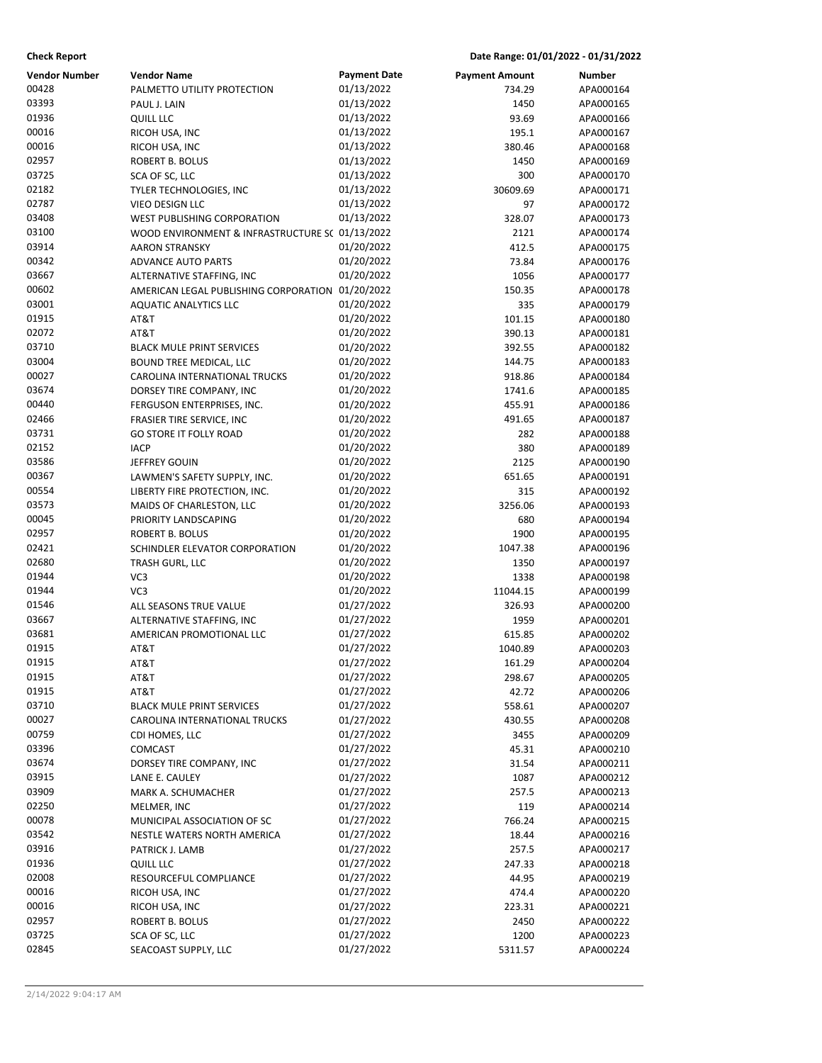**Check Report** | **Date Range: 01/01/2022 - 01/31/2022**

| Vendor Number | Vendor Name | Payment Date | Payment Amount | Number |
|---|---|---|---|---|
| 00428 | PALMETTO UTILITY PROTECTION | 01/13/2022 | 734.29 | APA000164 |
| 03393 | PAUL J. LAIN | 01/13/2022 | 1450 | APA000165 |
| 01936 | QUILL LLC | 01/13/2022 | 93.69 | APA000166 |
| 00016 | RICOH USA, INC | 01/13/2022 | 195.1 | APA000167 |
| 00016 | RICOH USA, INC | 01/13/2022 | 380.46 | APA000168 |
| 02957 | ROBERT B. BOLUS | 01/13/2022 | 1450 | APA000169 |
| 03725 | SCA OF SC, LLC | 01/13/2022 | 300 | APA000170 |
| 02182 | TYLER TECHNOLOGIES, INC | 01/13/2022 | 30609.69 | APA000171 |
| 02787 | VIEO DESIGN LLC | 01/13/2022 | 97 | APA000172 |
| 03408 | WEST PUBLISHING CORPORATION | 01/13/2022 | 328.07 | APA000173 |
| 03100 | WOOD ENVIRONMENT & INFRASTRUCTURE SC | 01/13/2022 | 2121 | APA000174 |
| 03914 | AARON STRANSKY | 01/20/2022 | 412.5 | APA000175 |
| 00342 | ADVANCE AUTO PARTS | 01/20/2022 | 73.84 | APA000176 |
| 03667 | ALTERNATIVE STAFFING, INC | 01/20/2022 | 1056 | APA000177 |
| 00602 | AMERICAN LEGAL PUBLISHING CORPORATION | 01/20/2022 | 150.35 | APA000178 |
| 03001 | AQUATIC ANALYTICS LLC | 01/20/2022 | 335 | APA000179 |
| 01915 | AT&T | 01/20/2022 | 101.15 | APA000180 |
| 02072 | AT&T | 01/20/2022 | 390.13 | APA000181 |
| 03710 | BLACK MULE PRINT SERVICES | 01/20/2022 | 392.55 | APA000182 |
| 03004 | BOUND TREE MEDICAL, LLC | 01/20/2022 | 144.75 | APA000183 |
| 00027 | CAROLINA INTERNATIONAL TRUCKS | 01/20/2022 | 918.86 | APA000184 |
| 03674 | DORSEY TIRE COMPANY, INC | 01/20/2022 | 1741.6 | APA000185 |
| 00440 | FERGUSON ENTERPRISES, INC. | 01/20/2022 | 455.91 | APA000186 |
| 02466 | FRASIER TIRE SERVICE, INC | 01/20/2022 | 491.65 | APA000187 |
| 03731 | GO STORE IT FOLLY ROAD | 01/20/2022 | 282 | APA000188 |
| 02152 | IACP | 01/20/2022 | 380 | APA000189 |
| 03586 | JEFFREY GOUIN | 01/20/2022 | 2125 | APA000190 |
| 00367 | LAWMEN'S SAFETY SUPPLY, INC. | 01/20/2022 | 651.65 | APA000191 |
| 00554 | LIBERTY FIRE PROTECTION, INC. | 01/20/2022 | 315 | APA000192 |
| 03573 | MAIDS OF CHARLESTON, LLC | 01/20/2022 | 3256.06 | APA000193 |
| 00045 | PRIORITY LANDSCAPING | 01/20/2022 | 680 | APA000194 |
| 02957 | ROBERT B. BOLUS | 01/20/2022 | 1900 | APA000195 |
| 02421 | SCHINDLER ELEVATOR CORPORATION | 01/20/2022 | 1047.38 | APA000196 |
| 02680 | TRASH GURL, LLC | 01/20/2022 | 1350 | APA000197 |
| 01944 | VC3 | 01/20/2022 | 1338 | APA000198 |
| 01944 | VC3 | 01/20/2022 | 11044.15 | APA000199 |
| 01546 | ALL SEASONS TRUE VALUE | 01/27/2022 | 326.93 | APA000200 |
| 03667 | ALTERNATIVE STAFFING, INC | 01/27/2022 | 1959 | APA000201 |
| 03681 | AMERICAN PROMOTIONAL LLC | 01/27/2022 | 615.85 | APA000202 |
| 01915 | AT&T | 01/27/2022 | 1040.89 | APA000203 |
| 01915 | AT&T | 01/27/2022 | 161.29 | APA000204 |
| 01915 | AT&T | 01/27/2022 | 298.67 | APA000205 |
| 01915 | AT&T | 01/27/2022 | 42.72 | APA000206 |
| 03710 | BLACK MULE PRINT SERVICES | 01/27/2022 | 558.61 | APA000207 |
| 00027 | CAROLINA INTERNATIONAL TRUCKS | 01/27/2022 | 430.55 | APA000208 |
| 00759 | CDI HOMES, LLC | 01/27/2022 | 3455 | APA000209 |
| 03396 | COMCAST | 01/27/2022 | 45.31 | APA000210 |
| 03674 | DORSEY TIRE COMPANY, INC | 01/27/2022 | 31.54 | APA000211 |
| 03915 | LANE E. CAULEY | 01/27/2022 | 1087 | APA000212 |
| 03909 | MARK A. SCHUMACHER | 01/27/2022 | 257.5 | APA000213 |
| 02250 | MELMER, INC | 01/27/2022 | 119 | APA000214 |
| 00078 | MUNICIPAL ASSOCIATION OF SC | 01/27/2022 | 766.24 | APA000215 |
| 03542 | NESTLE WATERS NORTH AMERICA | 01/27/2022 | 18.44 | APA000216 |
| 03916 | PATRICK J. LAMB | 01/27/2022 | 257.5 | APA000217 |
| 01936 | QUILL LLC | 01/27/2022 | 247.33 | APA000218 |
| 02008 | RESOURCEFUL COMPLIANCE | 01/27/2022 | 44.95 | APA000219 |
| 00016 | RICOH USA, INC | 01/27/2022 | 474.4 | APA000220 |
| 00016 | RICOH USA, INC | 01/27/2022 | 223.31 | APA000221 |
| 02957 | ROBERT B. BOLUS | 01/27/2022 | 2450 | APA000222 |
| 03725 | SCA OF SC, LLC | 01/27/2022 | 1200 | APA000223 |
| 02845 | SEACOAST SUPPLY, LLC | 01/27/2022 | 5311.57 | APA000224 |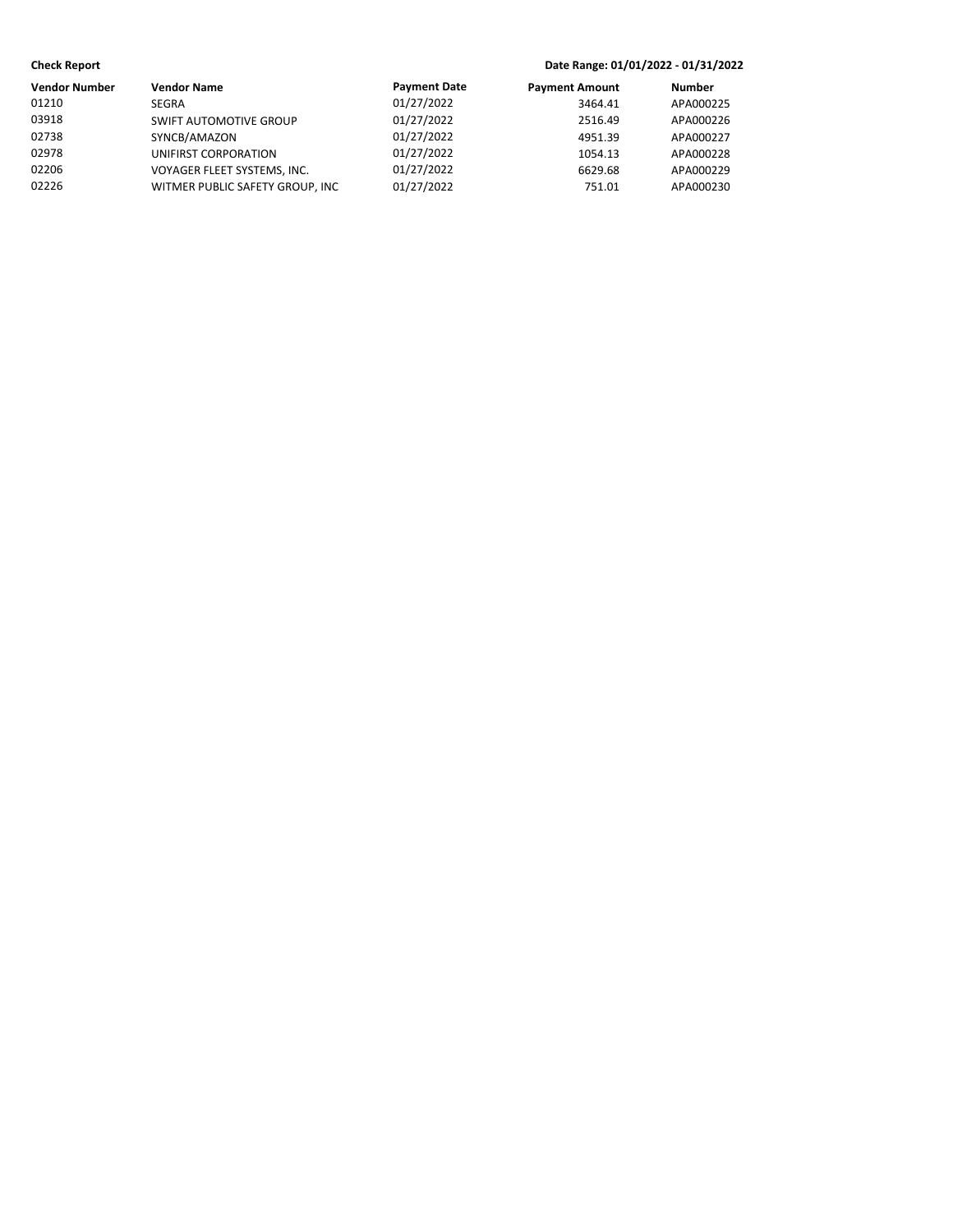**Check Report** **Date Range: 01/01/2022 - 01/31/2022**

| Vendor Number | Vendor Name | Payment Date | Payment Amount | Number |
|---|---|---|---|---|
| 01210 | SEGRA | 01/27/2022 | 3464.41 | APA000225 |
| 03918 | SWIFT AUTOMOTIVE GROUP | 01/27/2022 | 2516.49 | APA000226 |
| 02738 | SYNCB/AMAZON | 01/27/2022 | 4951.39 | APA000227 |
| 02978 | UNIFIRST CORPORATION | 01/27/2022 | 1054.13 | APA000228 |
| 02206 | VOYAGER FLEET SYSTEMS, INC. | 01/27/2022 | 6629.68 | APA000229 |
| 02226 | WITMER PUBLIC SAFETY GROUP, INC | 01/27/2022 | 751.01 | APA000230 |